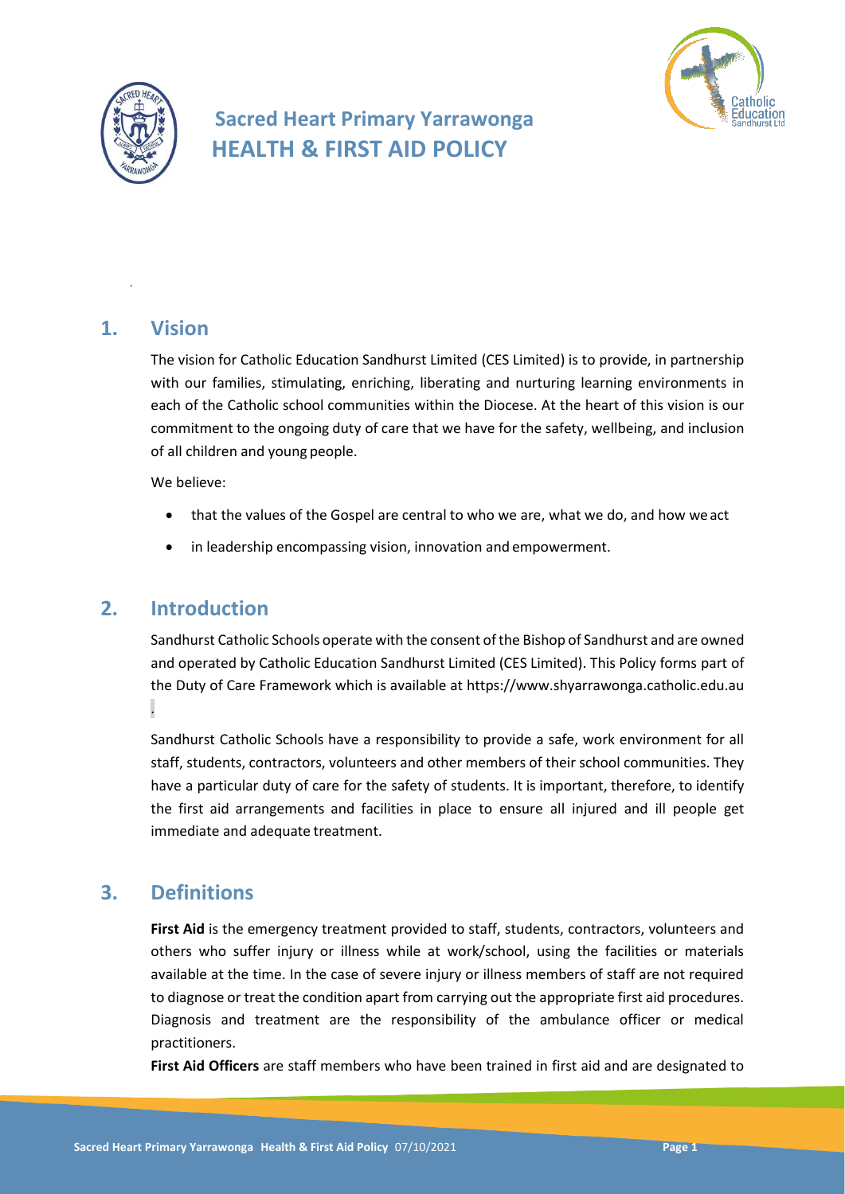# Sacred Heart Primary Yarrawonga
# HEALTH & FIRST AID POLICY

## 1. Vision

The vision for Catholic Education Sandhurst Limited (CES Limited) is to provide, in partnership with our families, stimulating, enriching, liberating and nurturing learning environments in each of the Catholic school communities within the Diocese. At the heart of this vision is our commitment to the ongoing duty of care that we have for the safety, wellbeing, and inclusion of all children and young people.

We believe:

- that the values of the Gospel are central to who we are, what we do, and how we act
- in leadership encompassing vision, innovation and empowerment.

## 2. Introduction

Sandhurst Catholic Schools operate with the consent of the Bishop of Sandhurst and are owned and operated by Catholic Education Sandhurst Limited (CES Limited). This Policy forms part of the Duty of Care Framework which is available at https://www.shyarrawonga.catholic.edu.au .

Sandhurst Catholic Schools have a responsibility to provide a safe, work environment for all staff, students, contractors, volunteers and other members of their school communities. They have a particular duty of care for the safety of students. It is important, therefore, to identify the first aid arrangements and facilities in place to ensure all injured and ill people get immediate and adequate treatment.

## 3. Definitions

**First Aid** is the emergency treatment provided to staff, students, contractors, volunteers and others who suffer injury or illness while at work/school, using the facilities or materials available at the time. In the case of severe injury or illness members of staff are not required to diagnose or treat the condition apart from carrying out the appropriate first aid procedures. Diagnosis and treatment are the responsibility of the ambulance officer or medical practitioners.

**First Aid Officers** are staff members who have been trained in first aid and are designated to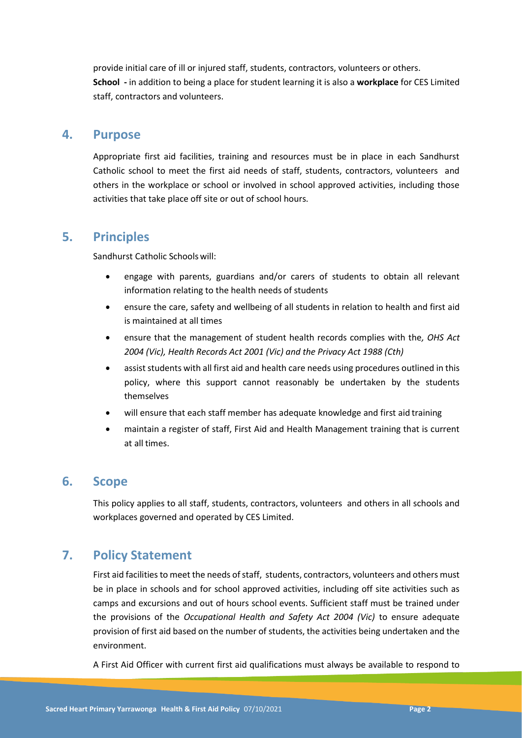provide initial care of ill or injured staff, students, contractors, volunteers or others.

**School -** in addition to being a place for student learning it is also a **workplace** for CES Limited staff, contractors and volunteers.

## 4. Purpose

Appropriate first aid facilities, training and resources must be in place in each Sandhurst Catholic school to meet the first aid needs of staff, students, contractors, volunteers and others in the workplace or school or involved in school approved activities, including those activities that take place off site or out of school hours.

## 5. Principles

Sandhurst Catholic Schools will:

- engage with parents, guardians and/or carers of students to obtain all relevant information relating to the health needs of students
- ensure the care, safety and wellbeing of all students in relation to health and first aid is maintained at all times
- ensure that the management of student health records complies with the*, OHS Act 2004 (Vic), Health Records Act 2001 (Vic) and the Privacy Act 1988 (Cth)*
- assist students with all first aid and health care needs using procedures outlined in this policy, where this support cannot reasonably be undertaken by the students themselves
- will ensure that each staff member has adequate knowledge and first aid training
- maintain a register of staff, First Aid and Health Management training that is current at all times.

## 6. Scope

This policy applies to all staff, students, contractors, volunteers and others in all schools and workplaces governed and operated by CES Limited.

## 7. Policy Statement

First aid facilities to meet the needs of staff, students, contractors, volunteers and others must be in place in schools and for school approved activities, including off site activities such as camps and excursions and out of hours school events. Sufficient staff must be trained under the provisions of the *Occupational Health and Safety Act 2004 (Vic)* to ensure adequate provision of first aid based on the number of students, the activities being undertaken and the environment.

A First Aid Officer with current first aid qualifications must always be available to respond to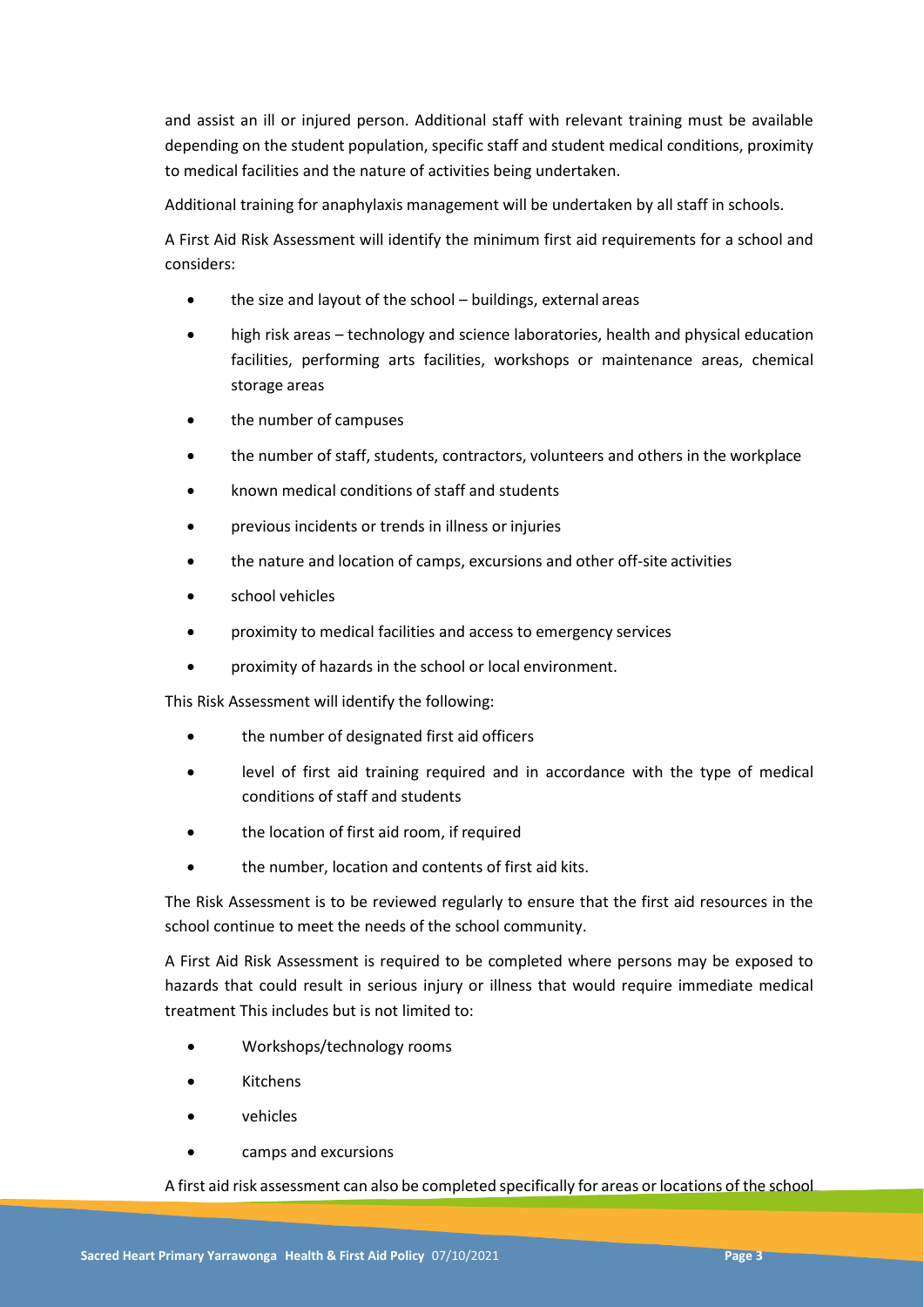and assist an ill or injured person. Additional staff with relevant training must be available depending on the student population, specific staff and student medical conditions, proximity to medical facilities and the nature of activities being undertaken.

Additional training for anaphylaxis management will be undertaken by all staff in schools.

A First Aid Risk Assessment will identify the minimum first aid requirements for a school and considers:

- the size and layout of the school – buildings, external areas
- high risk areas – technology and science laboratories, health and physical education facilities, performing arts facilities, workshops or maintenance areas, chemical storage areas
- the number of campuses
- the number of staff, students, contractors, volunteers and others in the workplace
- known medical conditions of staff and students
- previous incidents or trends in illness or injuries
- the nature and location of camps, excursions and other off-site activities
- school vehicles
- proximity to medical facilities and access to emergency services
- proximity of hazards in the school or local environment.

This Risk Assessment will identify the following:

- the number of designated first aid officers
- level of first aid training required and in accordance with the type of medical conditions of staff and students
- the location of first aid room, if required
- the number, location and contents of first aid kits.

The Risk Assessment is to be reviewed regularly to ensure that the first aid resources in the school continue to meet the needs of the school community.

A First Aid Risk Assessment is required to be completed where persons may be exposed to hazards that could result in serious injury or illness that would require immediate medical treatment This includes but is not limited to:

- Workshops/technology rooms
- Kitchens
- vehicles
- camps and excursions

A first aid risk assessment can also be completed specifically for areas or locations of the school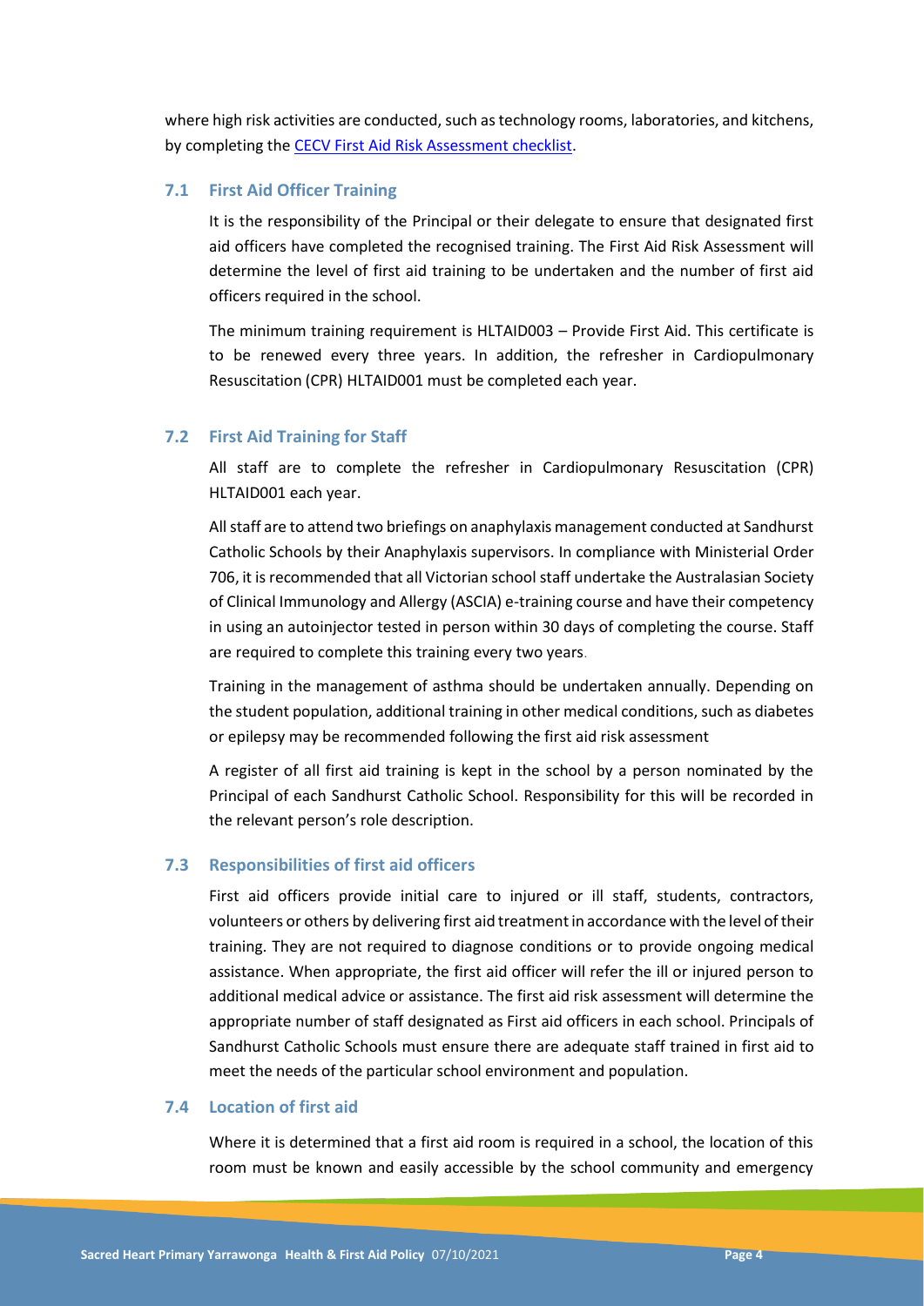where high risk activities are conducted, such as technology rooms, laboratories, and kitchens, by completing the [CECV First Aid Risk Assessment checklist](#).

### 7.1 First Aid Officer Training

It is the responsibility of the Principal or their delegate to ensure that designated first aid officers have completed the recognised training. The First Aid Risk Assessment will determine the level of first aid training to be undertaken and the number of first aid officers required in the school.

The minimum training requirement is HLTAID003 – Provide First Aid. This certificate is to be renewed every three years. In addition, the refresher in Cardiopulmonary Resuscitation (CPR) HLTAID001 must be completed each year.

### 7.2 First Aid Training for Staff

All staff are to complete the refresher in Cardiopulmonary Resuscitation (CPR) HLTAID001 each year.

All staff are to attend two briefings on anaphylaxis management conducted at Sandhurst Catholic Schools by their Anaphylaxis supervisors. In compliance with Ministerial Order 706, it is recommended that all Victorian school staff undertake the Australasian Society of Clinical Immunology and Allergy (ASCIA) e-training course and have their competency in using an autoinjector tested in person within 30 days of completing the course. Staff are required to complete this training every two years.

Training in the management of asthma should be undertaken annually. Depending on the student population, additional training in other medical conditions, such as diabetes or epilepsy may be recommended following the first aid risk assessment

A register of all first aid training is kept in the school by a person nominated by the Principal of each Sandhurst Catholic School. Responsibility for this will be recorded in the relevant person's role description.

### 7.3 Responsibilities of first aid officers

First aid officers provide initial care to injured or ill staff, students, contractors, volunteers or others by delivering first aid treatment in accordance with the level of their training. They are not required to diagnose conditions or to provide ongoing medical assistance. When appropriate, the first aid officer will refer the ill or injured person to additional medical advice or assistance. The first aid risk assessment will determine the appropriate number of staff designated as First aid officers in each school. Principals of Sandhurst Catholic Schools must ensure there are adequate staff trained in first aid to meet the needs of the particular school environment and population.

### 7.4 Location of first aid

Where it is determined that a first aid room is required in a school, the location of this room must be known and easily accessible by the school community and emergency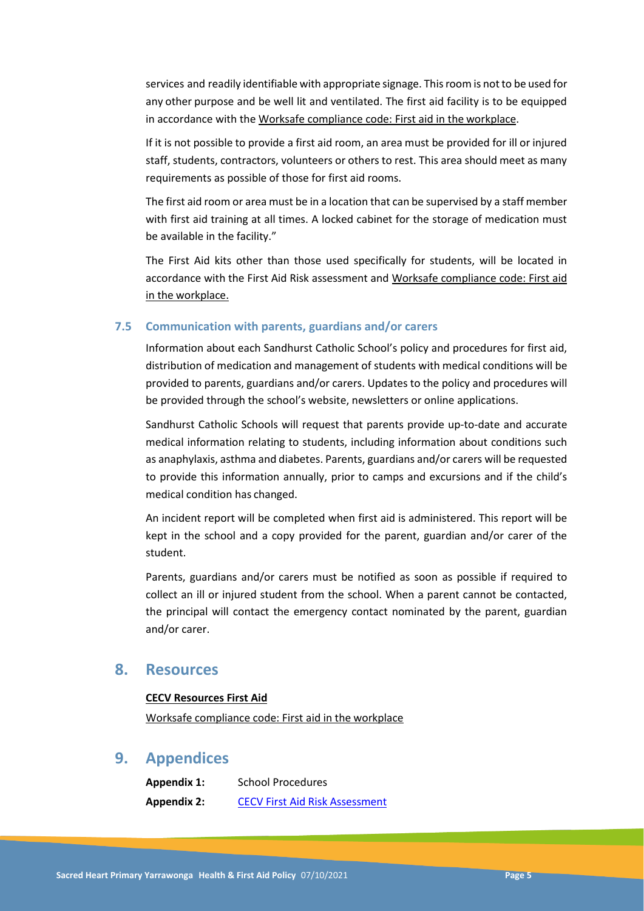services and readily identifiable with appropriate signage. This room is not to be used for any other purpose and be well lit and ventilated. The first aid facility is to be equipped in accordance with the Worksafe compliance code: First aid in the workplace.

If it is not possible to provide a first aid room, an area must be provided for ill or injured staff, students, contractors, volunteers or others to rest. This area should meet as many requirements as possible of those for first aid rooms.

The first aid room or area must be in a location that can be supervised by a staff member with first aid training at all times. A locked cabinet for the storage of medication must be available in the facility."

The First Aid kits other than those used specifically for students, will be located in accordance with the First Aid Risk assessment and Worksafe compliance code: First aid in the workplace.

### 7.5 Communication with parents, guardians and/or carers

Information about each Sandhurst Catholic School's policy and procedures for first aid, distribution of medication and management of students with medical conditions will be provided to parents, guardians and/or carers. Updates to the policy and procedures will be provided through the school's website, newsletters or online applications.

Sandhurst Catholic Schools will request that parents provide up-to-date and accurate medical information relating to students, including information about conditions such as anaphylaxis, asthma and diabetes. Parents, guardians and/or carers will be requested to provide this information annually, prior to camps and excursions and if the child's medical condition has changed.

An incident report will be completed when first aid is administered. This report will be kept in the school and a copy provided for the parent, guardian and/or carer of the student.

Parents, guardians and/or carers must be notified as soon as possible if required to collect an ill or injured student from the school. When a parent cannot be contacted, the principal will contact the emergency contact nominated by the parent, guardian and/or carer.

## 8. Resources

**CECV Resources First Aid**

Worksafe compliance code: First aid in the workplace

## 9. Appendices

**Appendix 1:** School Procedures

**Appendix 2:** CECV First Aid Risk Assessment